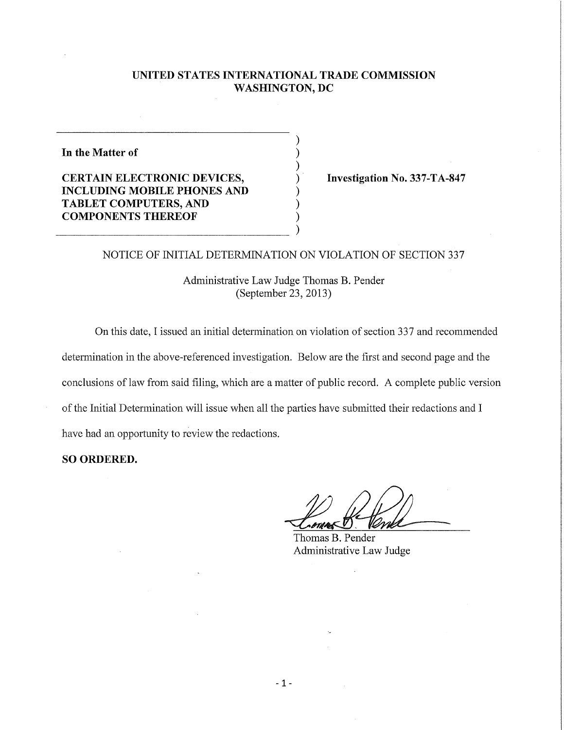**UNITED STATES INTERNATIONAL TRADE COMMISSION**
**WASHINGTON, DC**

| | |
|---|---|
| **In the Matter of** | |
| **CERTAIN ELECTRONIC DEVICES, INCLUDING MOBILE PHONES AND TABLET COMPUTERS, AND COMPONENTS THEREOF** | **Investigation No. 337-TA-847** |

NOTICE OF INITIAL DETERMINATION ON VIOLATION OF SECTION 337

Administrative Law Judge Thomas B. Pender
(September 23, 2013)

On this date, I issued an initial determination on violation of section 337 and recommended determination in the above-referenced investigation. Below are the first and second page and the conclusions of law from said filing, which are a matter of public record. A complete public version of the Initial Determination will issue when all the parties have submitted their redactions and I have had an opportunity to review the redactions.

**SO ORDERED.**

Thomas B. Pender
Administrative Law Judge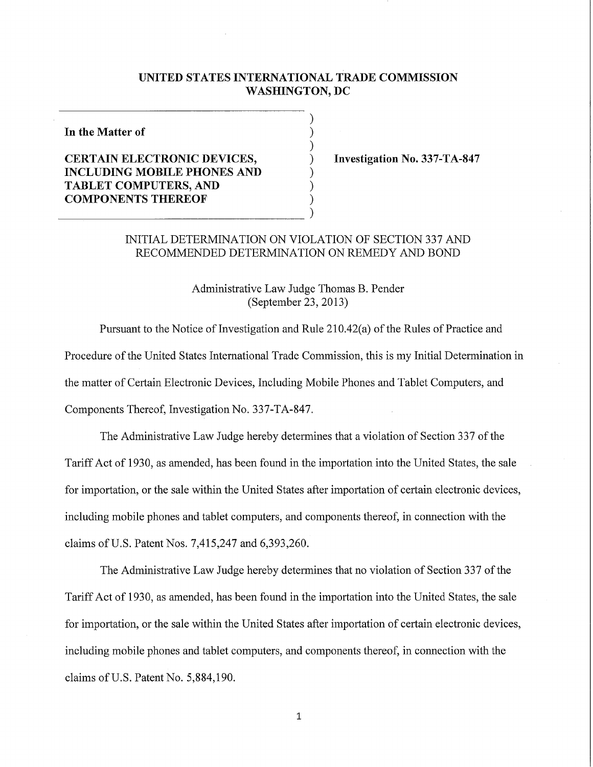# UNITED STATES INTERNATIONAL TRADE COMMISSION
# WASHINGTON, DC

**In the Matter of**

**CERTAIN ELECTRONIC DEVICES, INCLUDING MOBILE PHONES AND TABLET COMPUTERS, AND COMPONENTS THEREOF**

**Investigation No. 337-TA-847**

INITIAL DETERMINATION ON VIOLATION OF SECTION 337 AND RECOMMENDED DETERMINATION ON REMEDY AND BOND

Administrative Law Judge Thomas B. Pender
(September 23, 2013)

Pursuant to the Notice of Investigation and Rule 210.42(a) of the Rules of Practice and Procedure of the United States International Trade Commission, this is my Initial Determination in the matter of Certain Electronic Devices, Including Mobile Phones and Tablet Computers, and Components Thereof, Investigation No. 337-TA-847.

The Administrative Law Judge hereby determines that a violation of Section 337 of the Tariff Act of 1930, as amended, has been found in the importation into the United States, the sale for importation, or the sale within the United States after importation of certain electronic devices, including mobile phones and tablet computers, and components thereof, in connection with the claims of U.S. Patent Nos. 7,415,247 and 6,393,260.

The Administrative Law Judge hereby determines that no violation of Section 337 of the Tariff Act of 1930, as amended, has been found in the importation into the United States, the sale for importation, or the sale within the United States after importation of certain electronic devices, including mobile phones and tablet computers, and components thereof, in connection with the claims of U.S. Patent No. 5,884,190.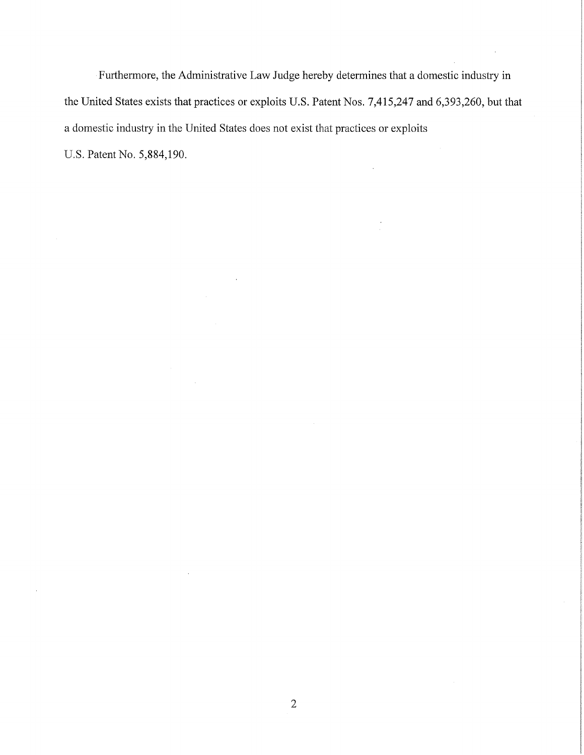Furthermore, the Administrative Law Judge hereby determines that a domestic industry in the United States exists that practices or exploits U.S. Patent Nos. 7,415,247 and 6,393,260, but that a domestic industry in the United States does not exist that practices or exploits U.S. Patent No. 5,884,190.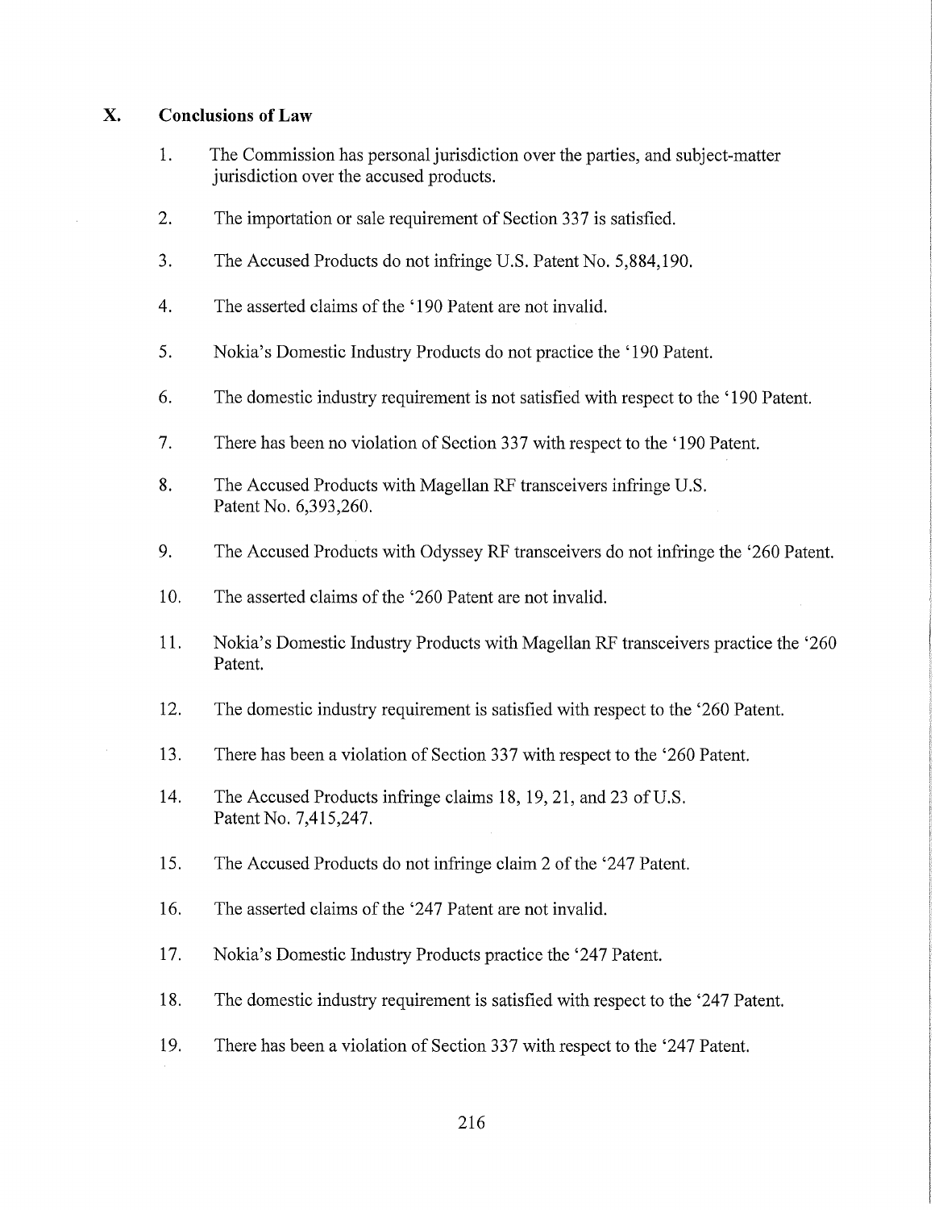## X. Conclusions of Law

1. The Commission has personal jurisdiction over the parties, and subject-matter jurisdiction over the accused products.

2. The importation or sale requirement of Section 337 is satisfied.

3. The Accused Products do not infringe U.S. Patent No. 5,884,190.

4. The asserted claims of the '190 Patent are not invalid.

5. Nokia's Domestic Industry Products do not practice the '190 Patent.

6. The domestic industry requirement is not satisfied with respect to the '190 Patent.

7. There has been no violation of Section 337 with respect to the '190 Patent.

8. The Accused Products with Magellan RF transceivers infringe U.S. Patent No. 6,393,260.

9. The Accused Products with Odyssey RF transceivers do not infringe the '260 Patent.

10. The asserted claims of the '260 Patent are not invalid.

11. Nokia's Domestic Industry Products with Magellan RF transceivers practice the '260 Patent.

12. The domestic industry requirement is satisfied with respect to the '260 Patent.

13. There has been a violation of Section 337 with respect to the '260 Patent.

14. The Accused Products infringe claims 18, 19, 21, and 23 of U.S. Patent No. 7,415,247.

15. The Accused Products do not infringe claim 2 of the '247 Patent.

16. The asserted claims of the '247 Patent are not invalid.

17. Nokia's Domestic Industry Products practice the '247 Patent.

18. The domestic industry requirement is satisfied with respect to the '247 Patent.

19. There has been a violation of Section 337 with respect to the '247 Patent.